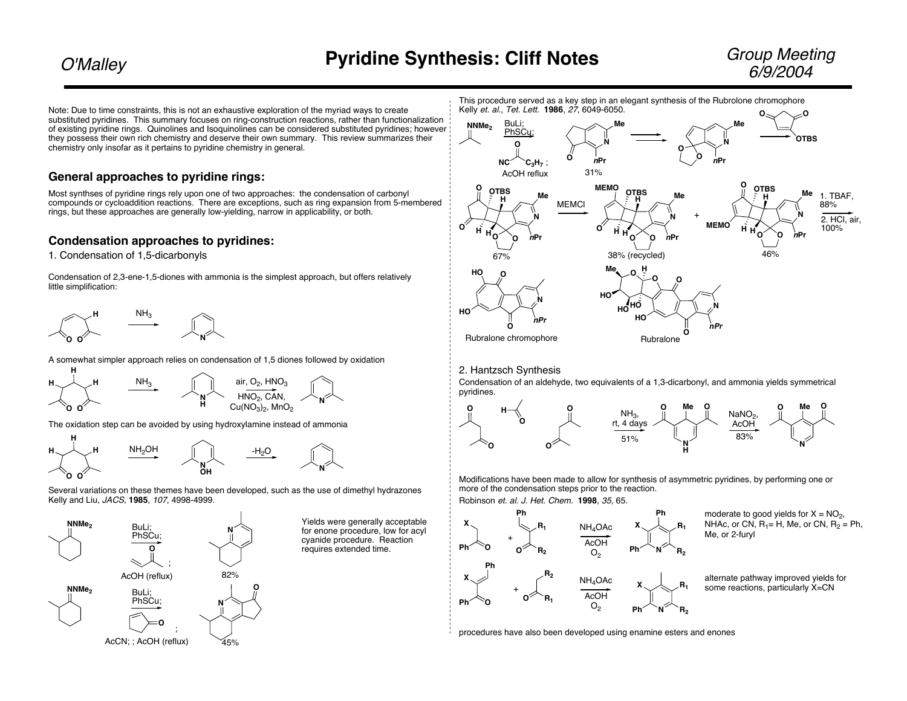# Pyridine Synthesis: Cliff Notes

Note: Due to time constraints, this is not an exhaustive exploration of the myriad ways to create substituted pyridines. This summary focuses on ring-construction reactions, rather than functionalization of existing pyridine rings. Quinolines and Isoquinolines can be considered substituted pyridines; however they possess their own rich chemistry and deserve their own summary. This review summarizes their chemistry only insofar as it pertains to pyridine chemistry in general.

## General approaches to pyridine rings:

Most synthses of pyridine rings rely upon one of two approaches: the condensation of carbonyl compounds or cycloaddition reactions. There are exceptions, such as ring expansion from 5-membered rings, but these approaches are generally low-yielding, narrow in applicability, or both.

## Condensation approaches to pyridines:

1. Condensation of 1,5-dicarbonyls

Condensation of 2,3-ene-1,5-diones with ammonia is the simplest approach, but offers relatively little simplification:

$NH_3$

A somewhat simpler approach relies on condensation of 1,5 diones followed by oxidation

$NH_3$; air, $O_2$, $HNO_3$, $HNO_2$, CAN, $Cu(NO_3)_2$, $MnO_2$

The oxidation step can be avoided by using hydroxylamine instead of ammonia

$NH_2OH$; $-H_2O$

Several variations on these themes have been developed, such as the use of dimethyl hydrazones Kelly and Liu, *JACS*, **1985**, *107*, 4998-4999.

$NNMe_2$: BuLi; PhSCu; (enone); AcOH (reflux) — 82%

$NNMe_2$: BuLi; PhSCu; (cyclopentenone); AcCN; ; AcOH (reflux) — 45%

Yields were generally acceptable for enone procedure, low for acyl cyanide procedure. Reaction requires extended time.

This procedure served as a key step in an elegant synthesis of the Rubrolone chromophore Kelly *et. al.*, *Tet. Lett.* **1986**, *27*, 6049-6050.

$NNMe_2$: BuLi; PhSCu; $NC(CO)C_3H_7$; AcOH reflux — 31%

67%; MEMCl; 38% (recycled) + 46%; 1. TBAF, 88%; 2. HCl, air, 100%

Rubralone chromophore

Rubralone

2. Hantzsch Synthesis

Condensation of an aldehyde, two equivalents of a 1,3-dicarbonyl, and ammonia yields symmetrical pyridines.

$NH_3$, rt, 4 days, 51%; $NaNO_2$, AcOH, 83%

Modifications have been made to allow for synthesis of asymmetric pyridines, by performing one or more of the condensation steps prior to the reaction.

Robinson *et. al. J. Het. Chem.* **1998**, *35*, 65.

$NH_4OAc$, AcOH, $O_2$

moderate to good yields for X = $NO_2$, NHAc, or CN, $R_1$= H, Me, or CN, $R_2$ = Ph, Me, or 2-furyl

$NH_4OAc$, AcOH, $O_2$

alternate pathway improved yields for some reactions, particularly X=CN

procedures have also been developed using enamine esters and enones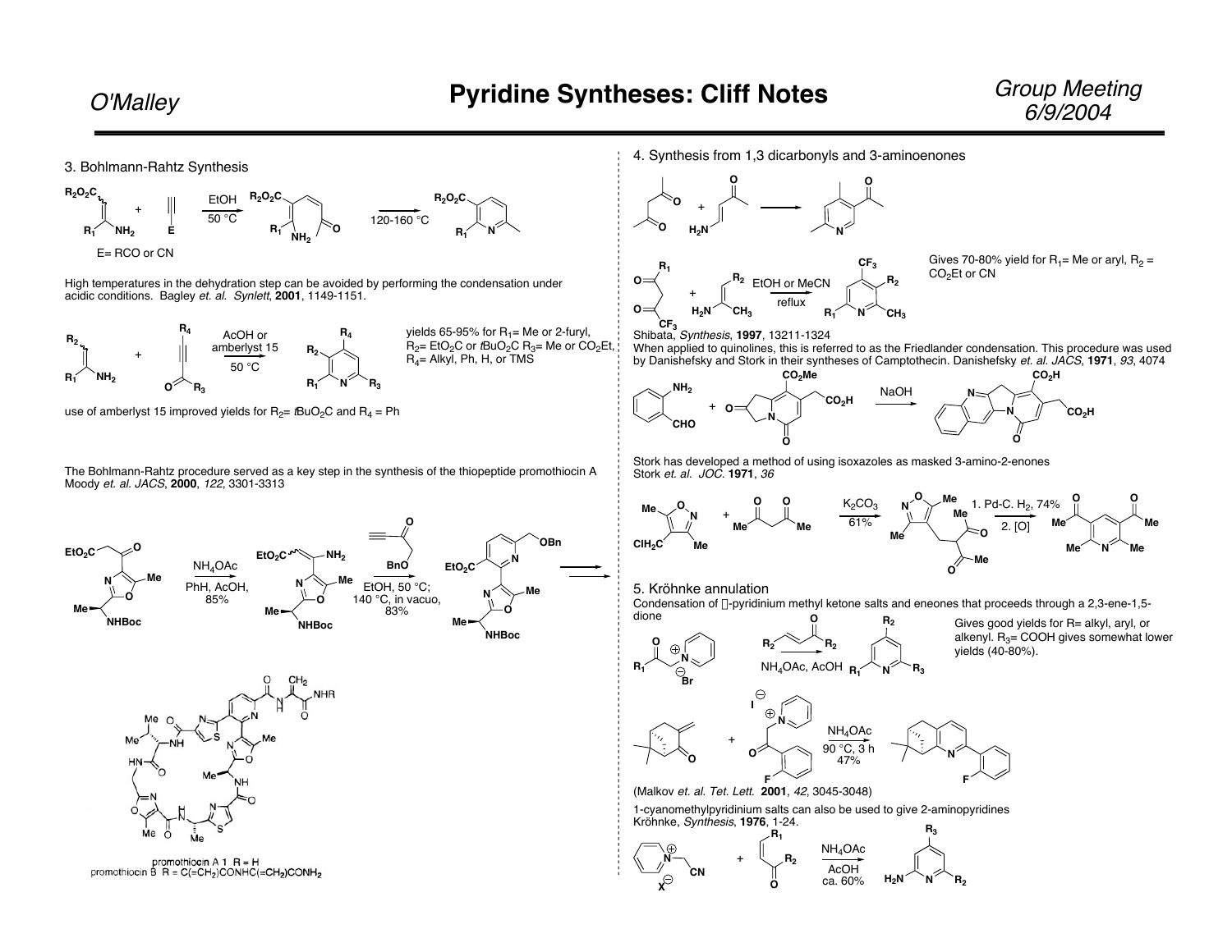## 3. Bohlmann-Rahtz Synthesis

E= RCO or CN

High temperatures in the dehydration step can be avoided by performing the condensation under acidic conditions. Bagley *et. al.* *Synlett*, **2001**, 1149-1151.

yields 65-95% for $R_1$= Me or 2-furyl, $R_2$= $EtO_2C$ or $tBuO_2C$ $R_3$= Me or $CO_2Et$, $R_4$= Alkyl, Ph, H, or TMS

use of amberlyst 15 improved yields for $R_2$= $tBuO_2C$ and $R_4$ = Ph

The Bohlmann-Rahtz procedure served as a key step in the synthesis of the thiopeptide promothiocin A Moody *et. al.* *JACS*, **2000**, *122*, 3301-3313

promothiocin A 1 R = H
promothiocin B R = C(=CH$_2$)CONHC(=CH$_2$)CONH$_2$

## 4. Synthesis from 1,3 dicarbonyls and 3-aminoenones

Gives 70-80% yield for $R_1$= Me or aryl, $R_2$ = $CO_2Et$ or CN

Shibata, *Synthesis*, **1997**, 13211-1324

When applied to quinolines, this is referred to as the Friedlander condensation. This procedure was used by Danishefsky and Stork in their syntheses of Camptothecin. Danishefsky *et. al.* *JACS*, **1971**, *93*, 4074

Stork has developed a method of using isoxazoles as masked 3-amino-2-enones
Stork *et. al.* *JOC*. **1971**, *36*

## 5. Kröhnke annulation

Condensation of -pyridinium methyl ketone salts and eneones that proceeds through a 2,3-ene-1,5-dione

Gives good yields for R= alkyl, aryl, or alkenyl. $R_3$= COOH gives somewhat lower yields (40-80%).

(Malkov *et. al.* *Tet. Lett.* **2001**, *42*, 3045-3048)

1-cyanomethylpyridinium salts can also be used to give 2-aminopyridines
Kröhnke, *Synthesis*, **1976**, 1-24.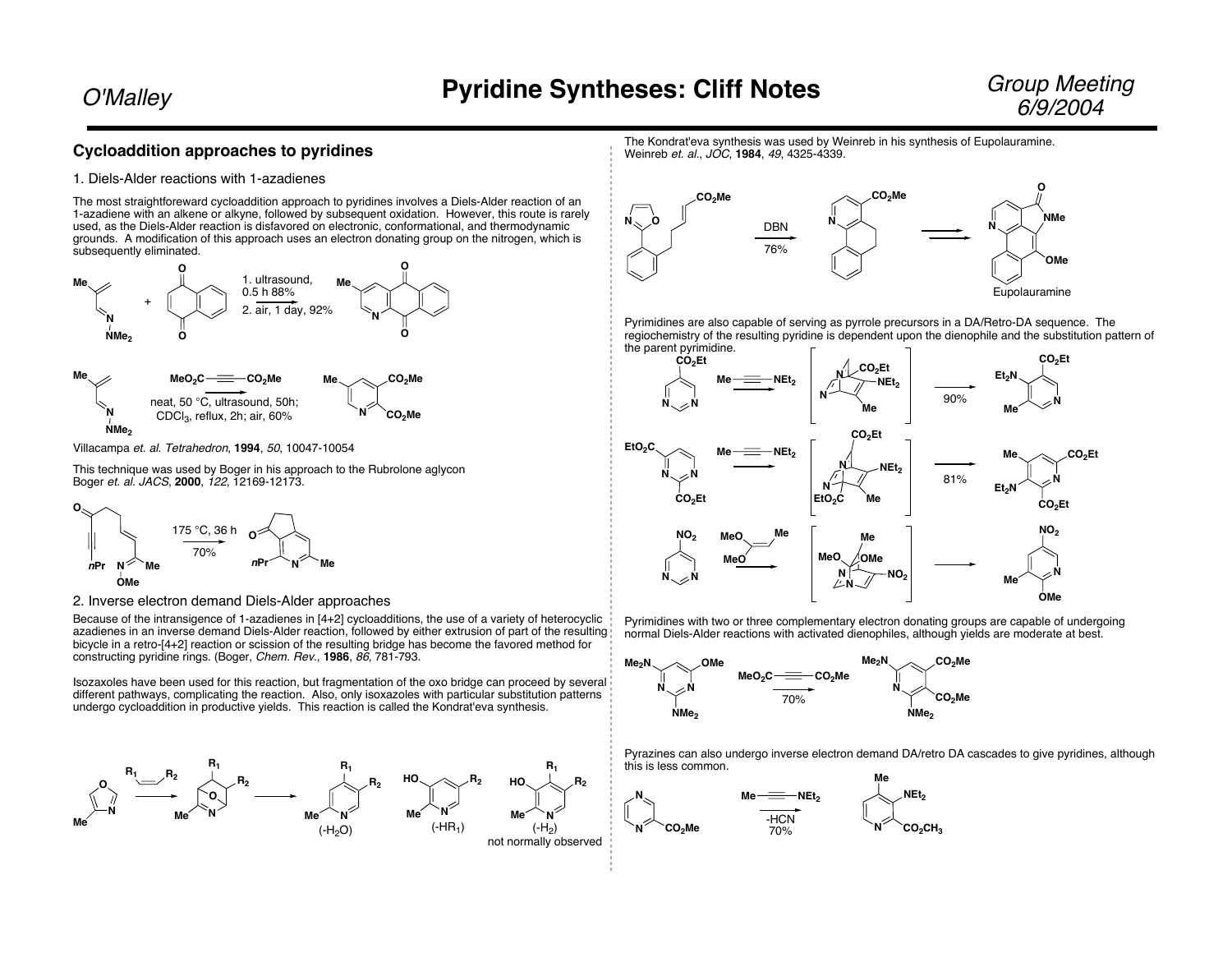# Pyridine Syntheses: Cliff Notes

## Cycloaddition approaches to pyridines

### 1. Diels-Alder reactions with 1-azadienes

The most straightforeward cycloaddition approach to pyridines involves a Diels-Alder reaction of an 1-azadiene with an alkene or alkyne, followed by subsequent oxidation. However, this route is rarely used, as the Diels-Alder reaction is disfavored on electronic, conformational, and thermodynamic grounds. A modification of this approach uses an electron donating group on the nitrogen, which is subsequently eliminated.

1. ultrasound, 0.5 h 88%
2. air, 1 day, 92%

neat, 50 °C, ultrasound, 50h; $CDCl_3$, reflux, 2h; air, 60%

Villacampa *et. al. Tetrahedron*, **1994**, *50*, 10047-10054

This technique was used by Boger in his approach to the Rubrolone aglycon
Boger *et. al. JACS*, **2000**, *122*, 12169-12173.

175 °C, 36 h
70%

### 2. Inverse electron demand Diels-Alder approaches

Because of the intransigence of 1-azadienes in [4+2] cycloadditions, the use of a variety of heterocyclic azadienes in an inverse demand Diels-Alder reaction, followed by either extrusion of part of the resulting bicycle in a retro-[4+2] reaction or scission of the resulting bridge has become the favored method for constructing pyridine rings. (Boger, *Chem. Rev.*, **1986**, *86*, 781-793.

Isozaxoles have been used for this reaction, but fragmentation of the oxo bridge can proceed by several different pathways, complicating the reaction. Also, only isoxazoles with particular substitution patterns undergo cycloaddition in productive yields. This reaction is called the Kondrat'eva synthesis.

($-H_2O$) ($-HR_1$) ($-H_2$) not normally observed

The Kondrat'eva synthesis was used by Weinreb in his synthesis of Eupolauramine.
Weinreb *et. al.*, *JOC*, **1984**, *49*, 4325-4339.

DBN
76%

Eupolauramine

Pyrimidines are also capable of serving as pyrrole precursors in a DA/Retro-DA sequence. The regiochemistry of the resulting pyridine is dependent upon the dienophile and the substitution pattern of the parent pyrimidine.

90%

81%

Pyrimidines with two or three complementary electron donating groups are capable of undergoing normal Diels-Alder reactions with activated dienophiles, although yields are moderate at best.

70%

Pyrazines can also undergo inverse electron demand DA/retro DA cascades to give pyridines, although this is less common.

$-HCN$
70%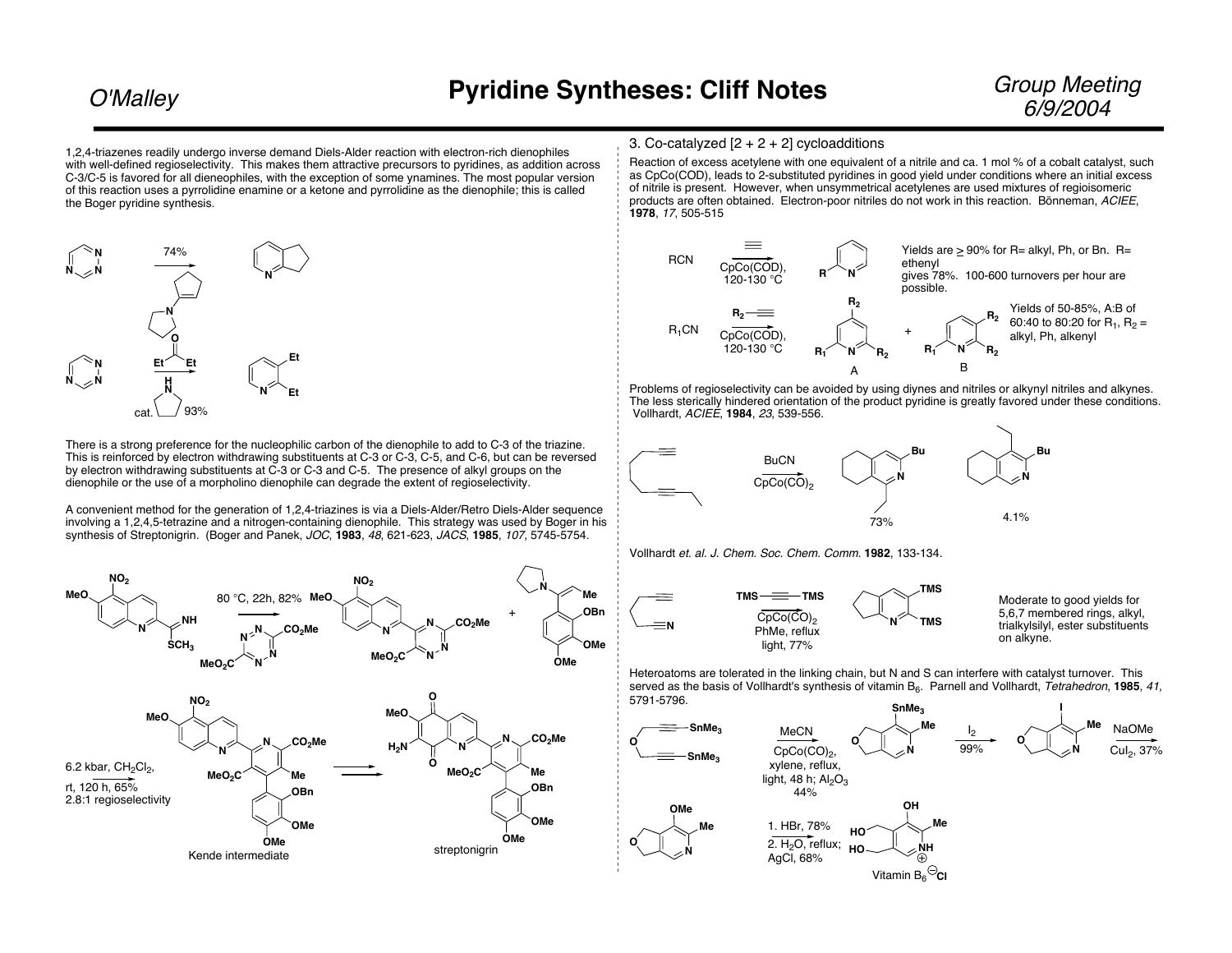1,2,4-triazenes readily undergo inverse demand Diels-Alder reaction with electron-rich dienophiles with well-defined regioselectivity. This makes them attractive precursors to pyridines, as addition across C-3/C-5 is favored for all dieneophiles, with the exception of some ynamines. The most popular version of this reaction uses a pyrrolidine enamine or a ketone and pyrrolidine as the dienophile; this is called the Boger pyridine synthesis.

74%

cat. 93%

There is a strong preference for the nucleophilic carbon of the dienophile to add to C-3 of the triazine. This is reinforced by electron withdrawing substituents at C-3 or C-3, C-5, and C-6, but can be reversed by electron withdrawing substituents at C-3 or C-3 and C-5. The presence of alkyl groups on the dienophile or the use of a morpholino dienophile can degrade the extent of regioselectivity.

A convenient method for the generation of 1,2,4-triazines is via a Diels-Alder/Retro Diels-Alder sequence involving a 1,2,4,5-tetrazine and a nitrogen-containing dienophile. This strategy was used by Boger in his synthesis of Streptonigrin. (Boger and Panek, *JOC*, **1983**, *48*, 621-623, *JACS*, **1985**, *107*, 5745-5754.

80 °C, 22h, 82%

6.2 kbar, $CH_2Cl_2$, rt, 120 h, 65%
2.8:1 regioselectivity

Kende intermediate

streptonigrin

## 3. Co-catalyzed [2 + 2 + 2] cycloadditions

Reaction of excess acetylene with one equivalent of a nitrile and ca. 1 mol % of a cobalt catalyst, such as CpCo(COD), leads to 2-substituted pyridines in good yield under conditions where an initial excess of nitrile is present. However, when unsymmetrical acetylenes are used mixtures of regioisomeric products are often obtained. Electron-poor nitriles do not work in this reaction. Bönneman, *ACIEE*, **1978**, *17*, 505-515

RCN — CpCo(COD), 120-130 °C

Yields are ≥ 90% for R= alkyl, Ph, or Bn. R= ethenyl gives 78%. 100-600 turnovers per hour are possible.

$R_1CN$ — $R_2$–≡, CpCo(COD), 120-130 °C — A + B

Yields of 50-85%, A:B of 60:40 to 80:20 for $R_1$, $R_2$ = alkyl, Ph, alkenyl

Problems of regioselectivity can be avoided by using diynes and nitriles or alkynyl nitriles and alkynes. The less sterically hindered orientation of the product pyridine is greatly favored under these conditions. Vollhardt, *ACIEE*, **1984**, *23*, 539-556.

BuCN, $CpCo(CO)_2$ — 73% ; 4.1%

Vollhardt *et. al.* *J. Chem. Soc. Chem. Comm.* **1982**, 133-134.

TMS—≡—TMS, $CpCo(CO)_2$, PhMe, reflux, light, 77%

Moderate to good yields for 5,6,7 membered rings, alkyl, trialkylsilyl, ester substituents on alkyne.

Heteroatoms are tolerated in the linking chain, but N and S can interfere with catalyst turnover. This served as the basis of Vollhardt's synthesis of vitamin $B_6$. Parnell and Vollhardt, *Tetrahedron*, **1985**, *41*, 5791-5796.

MeCN, $CpCo(CO)_2$, xylene, reflux, light, 48 h; $Al_2O_3$, 44%

$I_2$, 99%

NaOMe, $CuI_2$, 37%

1. HBr, 78%
2. $H_2O$, reflux; AgCl, 68%

Vitamin $B_6$ $Cl^-$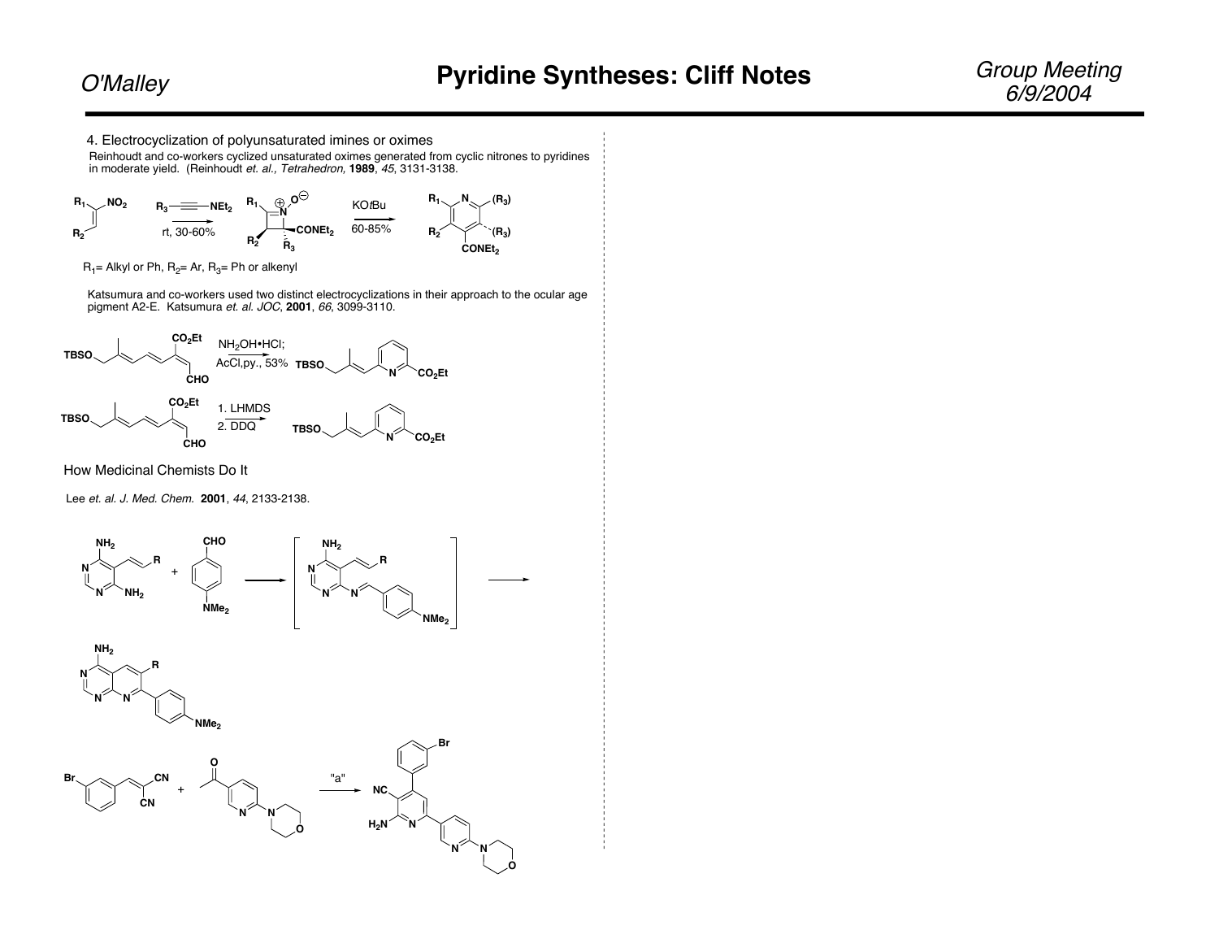## 4. Electrocyclization of polyunsaturated imines or oximes

Reinhoudt and co-workers cyclized unsaturated oximes generated from cyclic nitrones to pyridines in moderate yield. (Reinhoudt *et. al., Tetrahedron,* **1989**, *45*, 3131-3138.

$R_3$—≡—$NEt_2$

rt, 30-60%

KO*t*Bu

60-85%

$CONEt_2$

$R_1$= Alkyl or Ph, $R_2$= Ar, $R_3$= Ph or alkenyl

Katsumura and co-workers used two distinct electrocyclizations in their approach to the ocular age pigment A2-E. Katsumura *et. al. JOC*, **2001**, *66*, 3099-3110.

$NH_2OH$•HCl; AcCl,py., 53%

1. LHMDS
2. DDQ

## How Medicinal Chemists Do It

Lee *et. al. J. Med. Chem.* **2001**, *44*, 2133-2138.

"a"